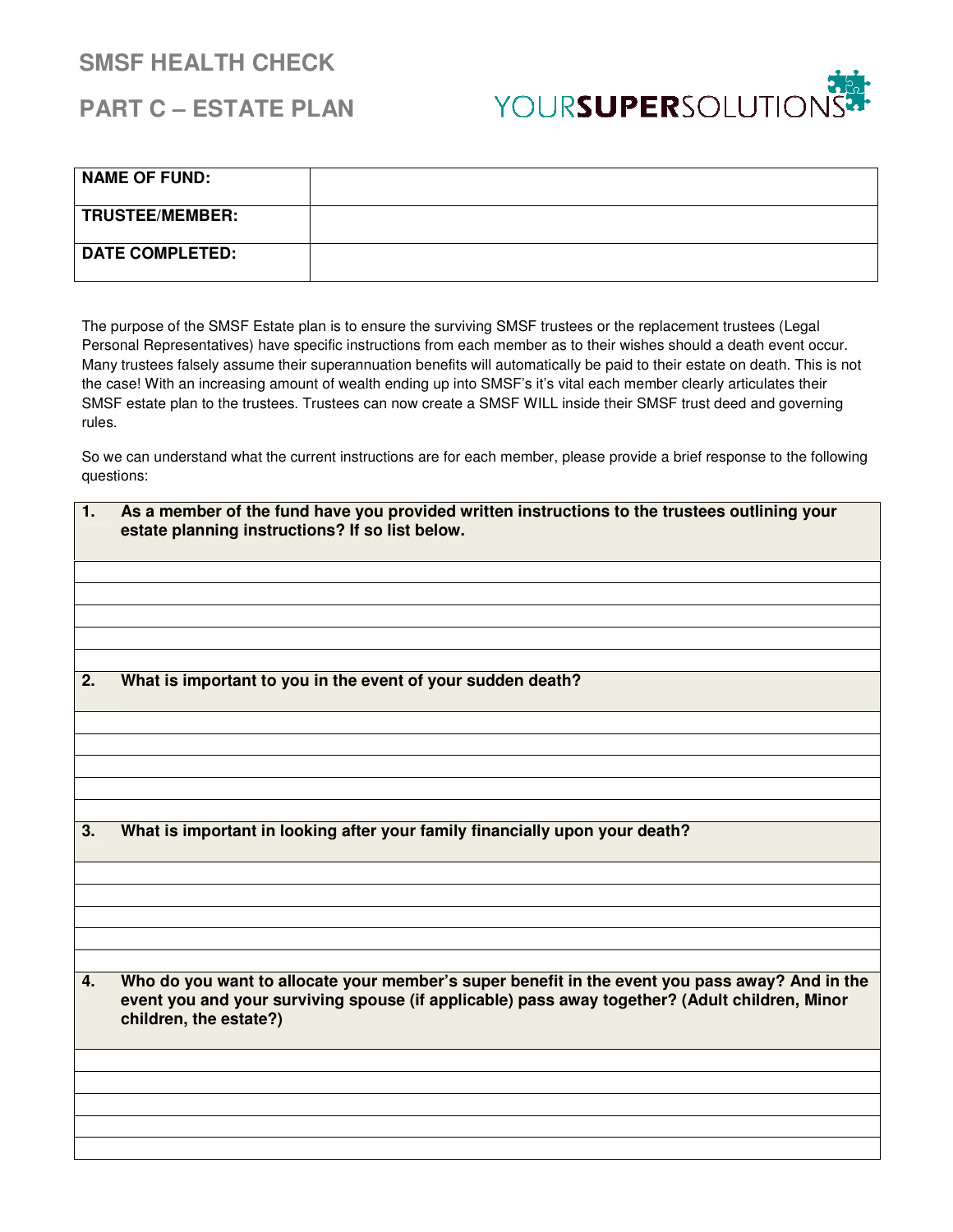# SMSF HEALTH CHECK

## PART C – ESTATE PLAN

YOURSUPERSOLUTIONS

| NAME OF FUND: | |
|---|---|
| TRUSTEE/MEMBER: | |
| DATE COMPLETED: | |

The purpose of the SMSF Estate plan is to ensure the surviving SMSF trustees or the replacement trustees (Legal Personal Representatives) have specific instructions from each member as to their wishes should a death event occur. Many trustees falsely assume their superannuation benefits will automatically be paid to their estate on death. This is not the case! With an increasing amount of wealth ending up into SMSF's it's vital each member clearly articulates their SMSF estate plan to the trustees. Trustees can now create a SMSF WILL inside their SMSF trust deed and governing rules.

So we can understand what the current instructions are for each member, please provide a brief response to the following questions:

**1. As a member of the fund have you provided written instructions to the trustees outlining your estate planning instructions? If so list below.**

**2. What is important to you in the event of your sudden death?**

**3. What is important in looking after your family financially upon your death?**

**4. Who do you want to allocate your member's super benefit in the event you pass away? And in the event you and your surviving spouse (if applicable) pass away together? (Adult children, Minor children, the estate?)**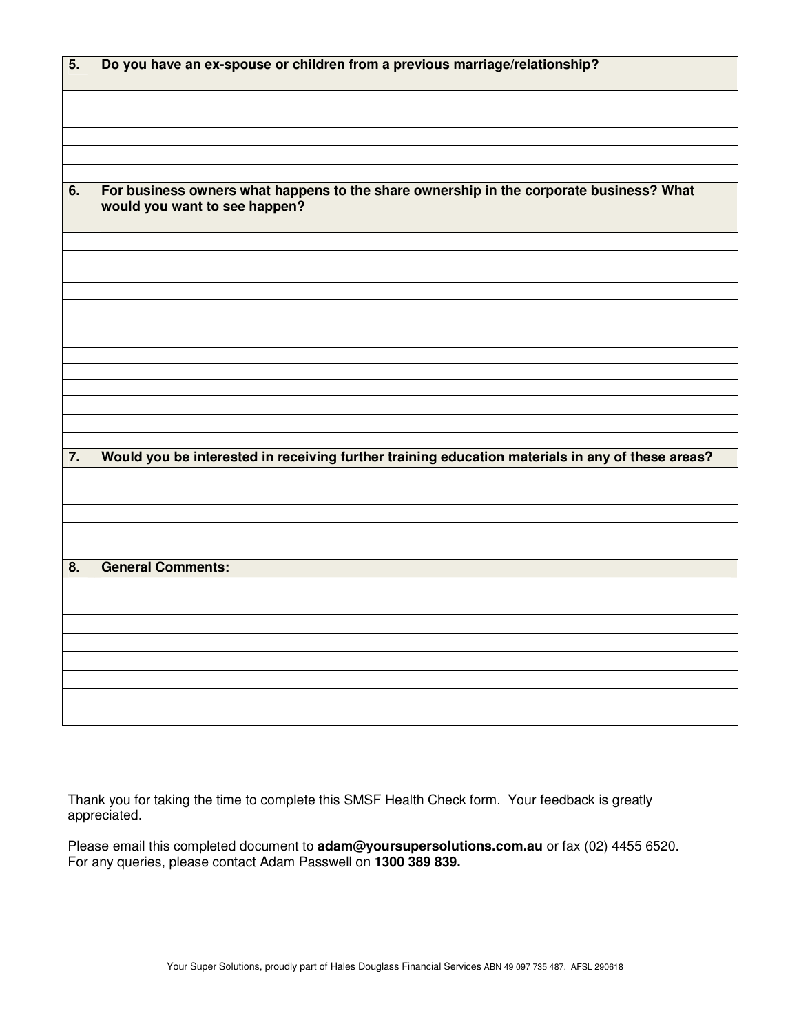**5. Do you have an ex-spouse or children from a previous marriage/relationship?**

&nbsp;

**6. For business owners what happens to the share ownership in the corporate business? What would you want to see happen?**

&nbsp;

**7. Would you be interested in receiving further training education materials in any of these areas?**

&nbsp;

**8. General Comments:**

&nbsp;

Thank you for taking the time to complete this SMSF Health Check form. Your feedback is greatly appreciated.

Please email this completed document to **adam@yoursupersolutions.com.au** or fax (02) 4455 6520.
For any queries, please contact Adam Passwell on **1300 389 839.**

Your Super Solutions, proudly part of Hales Douglass Financial Services ABN 49 097 735 487. AFSL 290618